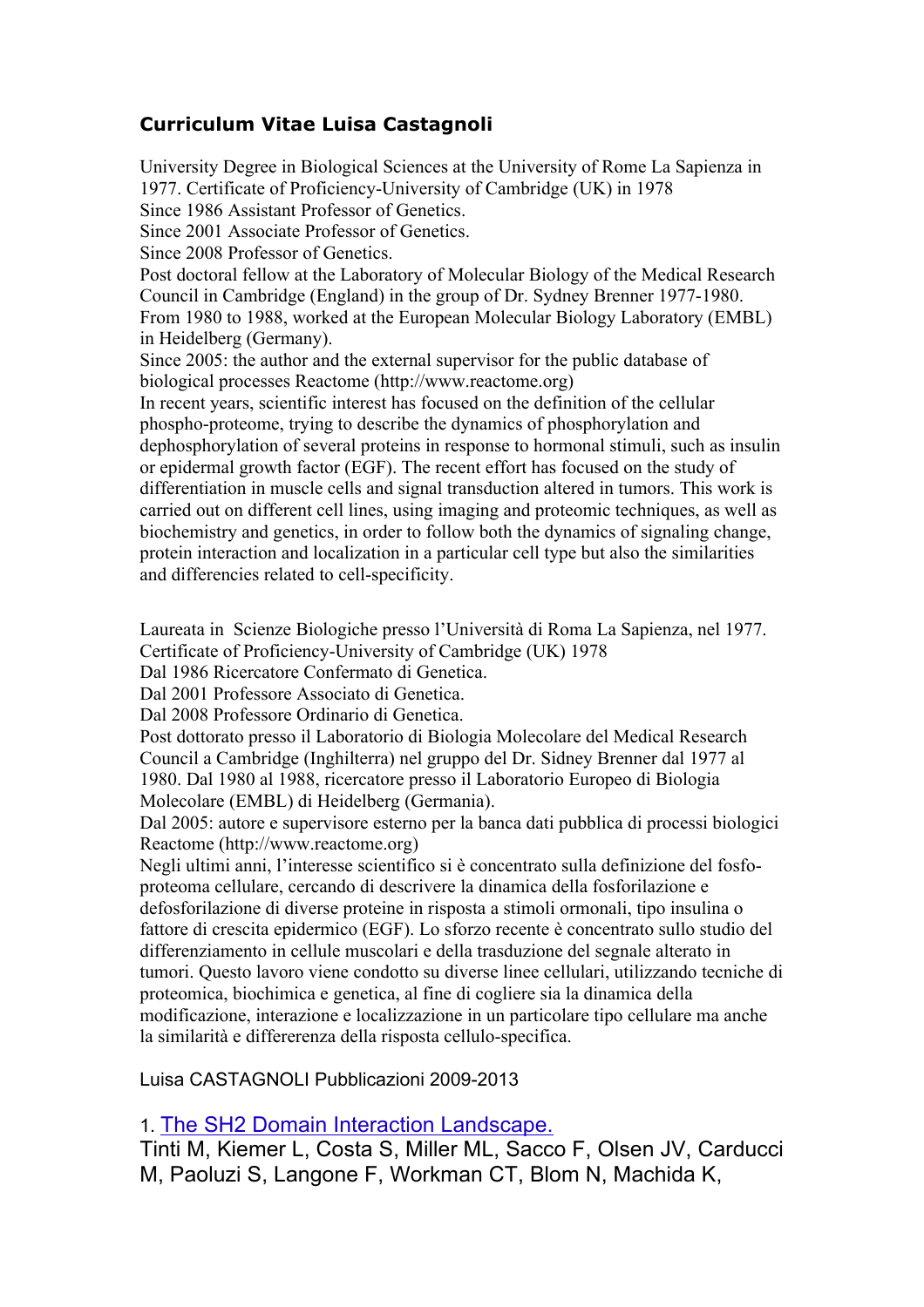# Curriculum Vitae Luisa Castagnoli

University Degree in Biological Sciences at the University of Rome La Sapienza in 1977. Certificate of Proficiency-University of Cambridge (UK) in 1978
Since 1986 Assistant Professor of Genetics.
Since 2001 Associate Professor of Genetics.
Since 2008 Professor of Genetics.
Post doctoral fellow at the Laboratory of Molecular Biology of the Medical Research Council in Cambridge (England) in the group of Dr. Sydney Brenner 1977-1980.
From 1980 to 1988, worked at the European Molecular Biology Laboratory (EMBL) in Heidelberg (Germany).
Since 2005: the author and the external supervisor for the public database of biological processes Reactome (http://www.reactome.org)
In recent years, scientific interest has focused on the definition of the cellular phospho-proteome, trying to describe the dynamics of phosphorylation and dephosphorylation of several proteins in response to hormonal stimuli, such as insulin or epidermal growth factor (EGF). The recent effort has focused on the study of differentiation in muscle cells and signal transduction altered in tumors. This work is carried out on different cell lines, using imaging and proteomic techniques, as well as biochemistry and genetics, in order to follow both the dynamics of signaling change, protein interaction and localization in a particular cell type but also the similarities and differencies related to cell-specificity.

Laureata in Scienze Biologiche presso l'Università di Roma La Sapienza, nel 1977.
Certificate of Proficiency-University of Cambridge (UK) 1978
Dal 1986 Ricercatore Confermato di Genetica.
Dal 2001 Professore Associato di Genetica.
Dal 2008 Professore Ordinario di Genetica.
Post dottorato presso il Laboratorio di Biologia Molecolare del Medical Research Council a Cambridge (Inghilterra) nel gruppo del Dr. Sidney Brenner dal 1977 al 1980. Dal 1980 al 1988, ricercatore presso il Laboratorio Europeo di Biologia Molecolare (EMBL) di Heidelberg (Germania).
Dal 2005: autore e supervisore esterno per la banca dati pubblica di processi biologici Reactome (http://www.reactome.org)
Negli ultimi anni, l'interesse scientifico si è concentrato sulla definizione del fosfo-proteoma cellulare, cercando di descrivere la dinamica della fosforilazione e defosforilazione di diverse proteine in risposta a stimoli ormonali, tipo insulina o fattore di crescita epidermico (EGF). Lo sforzo recente è concentrato sullo studio del differenziamento in cellule muscolari e della trasduzione del segnale alterato in tumori. Questo lavoro viene condotto su diverse linee cellulari, utilizzando tecniche di proteomica, biochimica e genetica, al fine di cogliere sia la dinamica della modificazione, interazione e localizzazione in un particolare tipo cellulare ma anche la similarità e differerenza della risposta cellulo-specifica.

Luisa CASTAGNOLI Pubblicazioni 2009-2013

1. The SH2 Domain Interaction Landscape.
Tinti M, Kiemer L, Costa S, Miller ML, Sacco F, Olsen JV, Carducci M, Paoluzi S, Langone F, Workman CT, Blom N, Machida K,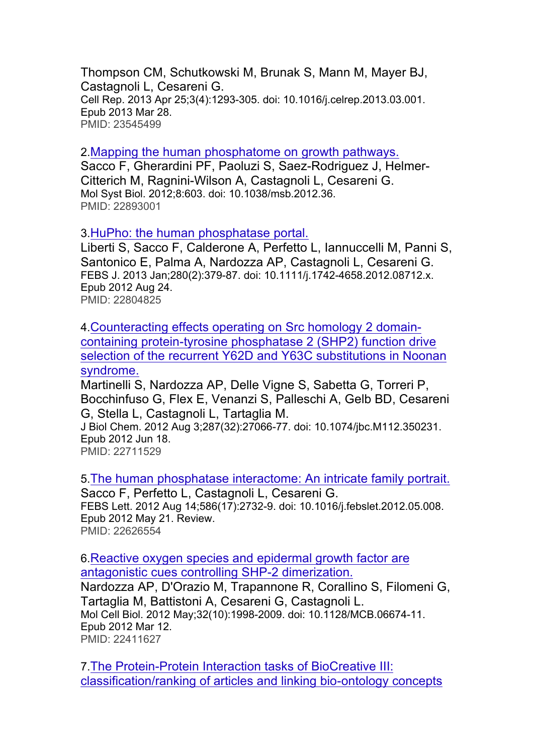Thompson CM, Schutkowski M, Brunak S, Mann M, Mayer BJ, Castagnoli L, Cesareni G.
Cell Rep. 2013 Apr 25;3(4):1293-305. doi: 10.1016/j.celrep.2013.03.001. Epub 2013 Mar 28.
PMID: 23545499

2. [Mapping the human phosphatome on growth pathways.]
Sacco F, Gherardini PF, Paoluzi S, Saez-Rodriguez J, Helmer-Citterich M, Ragnini-Wilson A, Castagnoli L, Cesareni G.
Mol Syst Biol. 2012;8:603. doi: 10.1038/msb.2012.36.
PMID: 22893001

3. [HuPho: the human phosphatase portal.]
Liberti S, Sacco F, Calderone A, Perfetto L, Iannuccelli M, Panni S, Santonico E, Palma A, Nardozza AP, Castagnoli L, Cesareni G.
FEBS J. 2013 Jan;280(2):379-87. doi: 10.1111/j.1742-4658.2012.08712.x. Epub 2012 Aug 24.
PMID: 22804825

4. [Counteracting effects operating on Src homology 2 domain-containing protein-tyrosine phosphatase 2 (SHP2) function drive selection of the recurrent Y62D and Y63C substitutions in Noonan syndrome.]
Martinelli S, Nardozza AP, Delle Vigne S, Sabetta G, Torreri P, Bocchinfuso G, Flex E, Venanzi S, Palleschi A, Gelb BD, Cesareni G, Stella L, Castagnoli L, Tartaglia M.
J Biol Chem. 2012 Aug 3;287(32):27066-77. doi: 10.1074/jbc.M112.350231. Epub 2012 Jun 18.
PMID: 22711529

5. [The human phosphatase interactome: An intricate family portrait.]
Sacco F, Perfetto L, Castagnoli L, Cesareni G.
FEBS Lett. 2012 Aug 14;586(17):2732-9. doi: 10.1016/j.febslet.2012.05.008. Epub 2012 May 21. Review.
PMID: 22626554

6. [Reactive oxygen species and epidermal growth factor are antagonistic cues controlling SHP-2 dimerization.]
Nardozza AP, D'Orazio M, Trapannone R, Corallino S, Filomeni G, Tartaglia M, Battistoni A, Cesareni G, Castagnoli L.
Mol Cell Biol. 2012 May;32(10):1998-2009. doi: 10.1128/MCB.06674-11. Epub 2012 Mar 12.
PMID: 22411627

7. [The Protein-Protein Interaction tasks of BioCreative III: classification/ranking of articles and linking bio-ontology concepts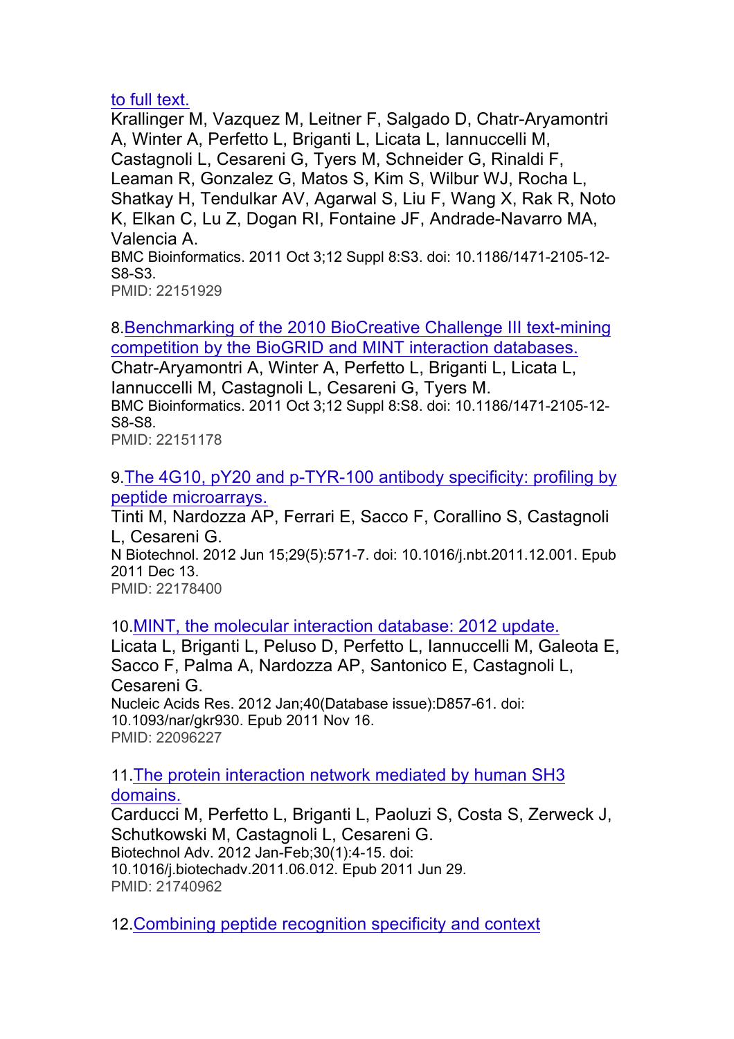[to full text.](#)

Krallinger M, Vazquez M, Leitner F, Salgado D, Chatr-Aryamontri A, Winter A, Perfetto L, Briganti L, Licata L, Iannuccelli M, Castagnoli L, Cesareni G, Tyers M, Schneider G, Rinaldi F, Leaman R, Gonzalez G, Matos S, Kim S, Wilbur WJ, Rocha L, Shatkay H, Tendulkar AV, Agarwal S, Liu F, Wang X, Rak R, Noto K, Elkan C, Lu Z, Dogan RI, Fontaine JF, Andrade-Navarro MA, Valencia A.
BMC Bioinformatics. 2011 Oct 3;12 Suppl 8:S3. doi: 10.1186/1471-2105-12-S8-S3.
PMID: 22151929

8. [Benchmarking of the 2010 BioCreative Challenge III text-mining competition by the BioGRID and MINT interaction databases.](#)
Chatr-Aryamontri A, Winter A, Perfetto L, Briganti L, Licata L, Iannuccelli M, Castagnoli L, Cesareni G, Tyers M.
BMC Bioinformatics. 2011 Oct 3;12 Suppl 8:S8. doi: 10.1186/1471-2105-12-S8-S8.
PMID: 22151178

9. [The 4G10, pY20 and p-TYR-100 antibody specificity: profiling by peptide microarrays.](#)
Tinti M, Nardozza AP, Ferrari E, Sacco F, Corallino S, Castagnoli L, Cesareni G.
N Biotechnol. 2012 Jun 15;29(5):571-7. doi: 10.1016/j.nbt.2011.12.001. Epub 2011 Dec 13.
PMID: 22178400

10. [MINT, the molecular interaction database: 2012 update.](#)
Licata L, Briganti L, Peluso D, Perfetto L, Iannuccelli M, Galeota E, Sacco F, Palma A, Nardozza AP, Santonico E, Castagnoli L, Cesareni G.
Nucleic Acids Res. 2012 Jan;40(Database issue):D857-61. doi: 10.1093/nar/gkr930. Epub 2011 Nov 16.
PMID: 22096227

11. [The protein interaction network mediated by human SH3 domains.](#)
Carducci M, Perfetto L, Briganti L, Paoluzi S, Costa S, Zerweck J, Schutkowski M, Castagnoli L, Cesareni G.
Biotechnol Adv. 2012 Jan-Feb;30(1):4-15. doi: 10.1016/j.biotechadv.2011.06.012. Epub 2011 Jun 29.
PMID: 21740962

12. [Combining peptide recognition specificity and context](#)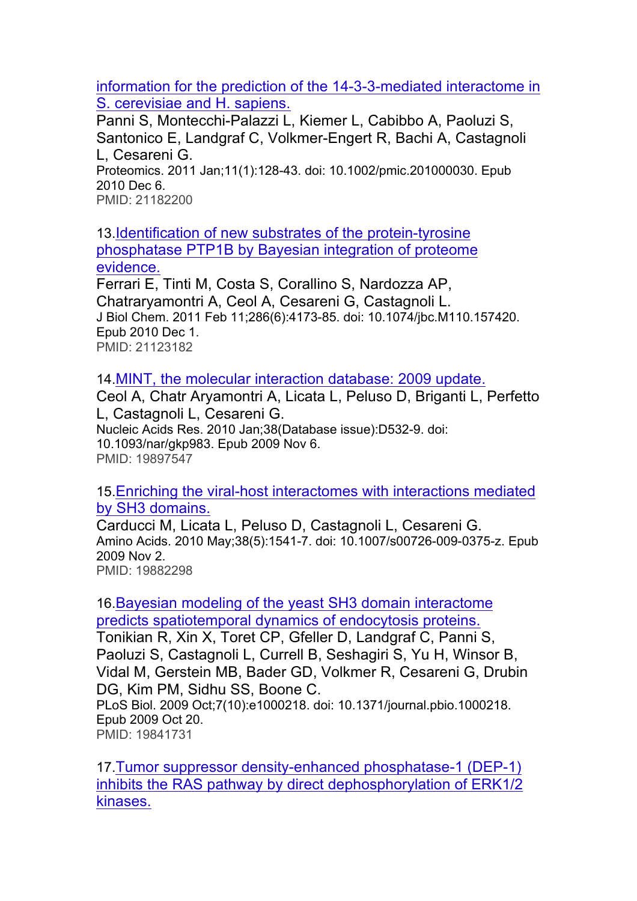[information for the prediction of the 14-3-3-mediated interactome in S. cerevisiae and H. sapiens.]()
Panni S, Montecchi-Palazzi L, Kiemer L, Cabibbo A, Paoluzi S, Santonico E, Landgraf C, Volkmer-Engert R, Bachi A, Castagnoli L, Cesareni G.
Proteomics. 2011 Jan;11(1):128-43. doi: 10.1002/pmic.201000030. Epub 2010 Dec 6.
PMID: 21182200

13. [Identification of new substrates of the protein-tyrosine phosphatase PTP1B by Bayesian integration of proteome evidence.]()
Ferrari E, Tinti M, Costa S, Corallino S, Nardozza AP, Chatraryamontri A, Ceol A, Cesareni G, Castagnoli L.
J Biol Chem. 2011 Feb 11;286(6):4173-85. doi: 10.1074/jbc.M110.157420. Epub 2010 Dec 1.
PMID: 21123182

14. [MINT, the molecular interaction database: 2009 update.]()
Ceol A, Chatr Aryamontri A, Licata L, Peluso D, Briganti L, Perfetto L, Castagnoli L, Cesareni G.
Nucleic Acids Res. 2010 Jan;38(Database issue):D532-9. doi: 10.1093/nar/gkp983. Epub 2009 Nov 6.
PMID: 19897547

15. [Enriching the viral-host interactomes with interactions mediated by SH3 domains.]()
Carducci M, Licata L, Peluso D, Castagnoli L, Cesareni G.
Amino Acids. 2010 May;38(5):1541-7. doi: 10.1007/s00726-009-0375-z. Epub 2009 Nov 2.
PMID: 19882298

16. [Bayesian modeling of the yeast SH3 domain interactome predicts spatiotemporal dynamics of endocytosis proteins.]()
Tonikian R, Xin X, Toret CP, Gfeller D, Landgraf C, Panni S, Paoluzi S, Castagnoli L, Currell B, Seshagiri S, Yu H, Winsor B, Vidal M, Gerstein MB, Bader GD, Volkmer R, Cesareni G, Drubin DG, Kim PM, Sidhu SS, Boone C.
PLoS Biol. 2009 Oct;7(10):e1000218. doi: 10.1371/journal.pbio.1000218. Epub 2009 Oct 20.
PMID: 19841731

17. [Tumor suppressor density-enhanced phosphatase-1 (DEP-1) inhibits the RAS pathway by direct dephosphorylation of ERK1/2 kinases.]()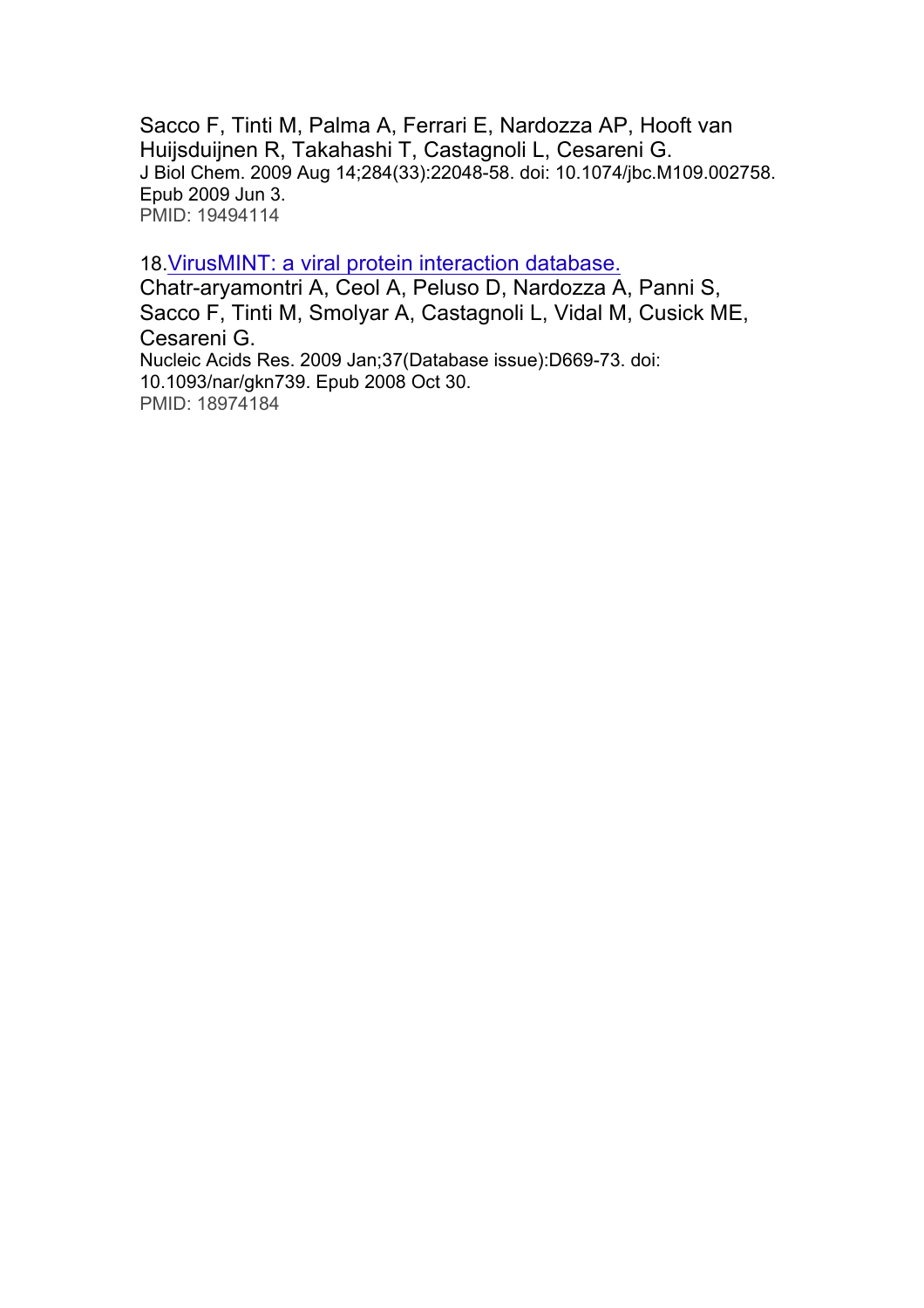Sacco F, Tinti M, Palma A, Ferrari E, Nardozza AP, Hooft van Huijsduijnen R, Takahashi T, Castagnoli L, Cesareni G.
J Biol Chem. 2009 Aug 14;284(33):22048-58. doi: 10.1074/jbc.M109.002758. Epub 2009 Jun 3.
PMID: 19494114

18. VirusMINT: a viral protein interaction database.
Chatr-aryamontri A, Ceol A, Peluso D, Nardozza A, Panni S, Sacco F, Tinti M, Smolyar A, Castagnoli L, Vidal M, Cusick ME, Cesareni G.
Nucleic Acids Res. 2009 Jan;37(Database issue):D669-73. doi: 10.1093/nar/gkn739. Epub 2008 Oct 30.
PMID: 18974184